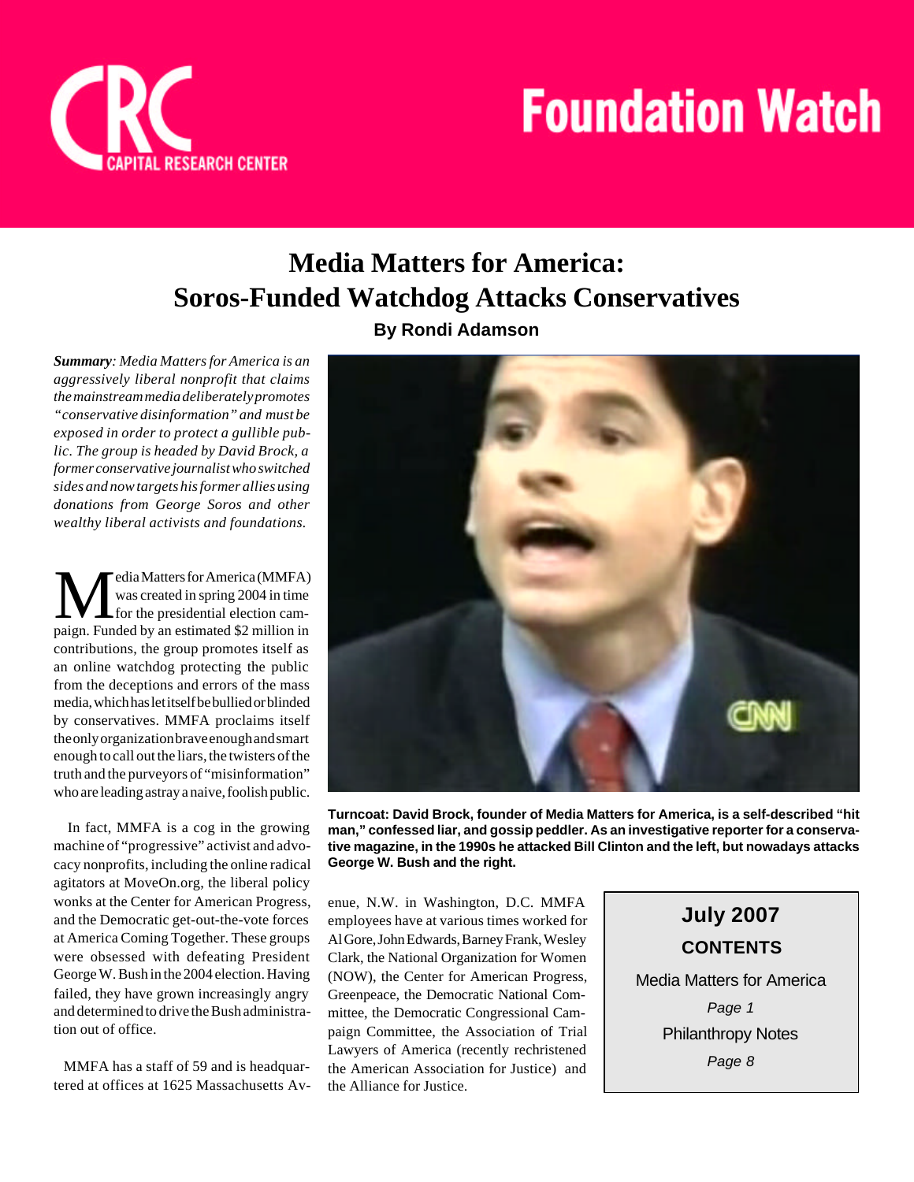CRC CAPITAL RESEARCH CENTER

# Foundation Watch

## Media Matters for America: Soros-Funded Watchdog Attacks Conservatives

**By Rondi Adamson**

***Summary****: Media Matters for America is an aggressively liberal nonprofit that claims the mainstream media deliberately promotes "conservative disinformation" and must be exposed in order to protect a gullible public. The group is headed by David Brock, a former conservative journalist who switched sides and now targets his former allies using donations from George Soros and other wealthy liberal activists and foundations.*

Media Matters for America (MMFA) was created in spring 2004 in time for the presidential election campaign. Funded by an estimated $2 million in contributions, the group promotes itself as an online watchdog protecting the public from the deceptions and errors of the mass media, which has let itself be bullied or blinded by conservatives. MMFA proclaims itself the only organization brave enough and smart enough to call out the liars, the twisters of the truth and the purveyors of "misinformation" who are leading astray a naive, foolish public.

In fact, MMFA is a cog in the growing machine of "progressive" activist and advocacy nonprofits, including the online radical agitators at MoveOn.org, the liberal policy wonks at the Center for American Progress, and the Democratic get-out-the-vote forces at America Coming Together. These groups were obsessed with defeating President George W. Bush in the 2004 election. Having failed, they have grown increasingly angry and determined to drive the Bush administration out of office.

MMFA has a staff of 59 and is headquartered at offices at 1625 Massachusetts Avenue, N.W. in Washington, D.C. MMFA employees have at various times worked for Al Gore, John Edwards, Barney Frank, Wesley Clark, the National Organization for Women (NOW), the Center for American Progress, Greenpeace, the Democratic National Committee, the Democratic Congressional Campaign Committee, the Association of Trial Lawyers of America (recently rechristened the American Association for Justice) and the Alliance for Justice.

**Turncoat: David Brock, founder of Media Matters for America, is a self-described "hit man," confessed liar, and gossip peddler. As an investigative reporter for a conservative magazine, in the 1990s he attacked Bill Clinton and the left, but nowadays attacks George W. Bush and the right.**

**July 2007**

**CONTENTS**

Media Matters for America

*Page 1*

Philanthropy Notes

*Page 8*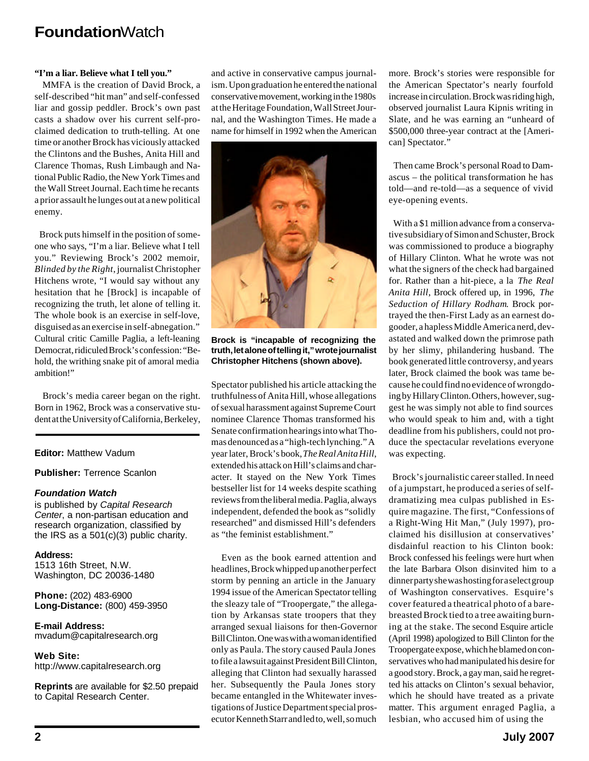### "I'm a liar. Believe what I tell you."

MMFA is the creation of David Brock, a self-described "hit man" and self-confessed liar and gossip peddler. Brock's own past casts a shadow over his current self-proclaimed dedication to truth-telling. At one time or another Brock has viciously attacked the Clintons and the Bushes, Anita Hill and Clarence Thomas, Rush Limbaugh and National Public Radio, the New York Times and the Wall Street Journal. Each time he recants a prior assault he lunges out at a new political enemy.

Brock puts himself in the position of someone who says, "I'm a liar. Believe what I tell you." Reviewing Brock's 2002 memoir, *Blinded by the Right*, journalist Christopher Hitchens wrote, "I would say without any hesitation that he [Brock] is incapable of recognizing the truth, let alone of telling it. The whole book is an exercise in self-love, disguised as an exercise in self-abnegation." Cultural critic Camille Paglia, a left-leaning Democrat, ridiculed Brock's confession: "Behold, the writhing snake pit of amoral media ambition!"

Brock's media career began on the right. Born in 1962, Brock was a conservative student at the University of California, Berkeley, and active in conservative campus journalism. Upon graduation he entered the national conservative movement, working in the 1980s at the Heritage Foundation, Wall Street Journal, and the Washington Times. He made a name for himself in 1992 when the American Spectator published his article attacking the truthfulness of Anita Hill, whose allegations of sexual harassment against Supreme Court nominee Clarence Thomas transformed his Senate confirmation hearings into what Thomas denounced as a "high-tech lynching." A year later, Brock's book, *The Real Anita Hill*, extended his attack on Hill's claims and character. It stayed on the New York Times bestseller list for 14 weeks despite scathing reviews from the liberal media. Paglia, always independent, defended the book as "solidly researched" and dismissed Hill's defenders as "the feminist establishment."

**Brock is "incapable of recognizing the truth, let alone of telling it," wrote journalist Christopher Hitchens (shown above).**

Even as the book earned attention and headlines, Brock whipped up another perfect storm by penning an article in the January 1994 issue of the American Spectator telling the sleazy tale of "Troopergate," the allegation by Arkansas state troopers that they arranged sexual liaisons for then-Governor Bill Clinton. One was with a woman identified only as Paula. The story caused Paula Jones to file a lawsuit against President Bill Clinton, alleging that Clinton had sexually harassed her. Subsequently the Paula Jones story became entangled in the Whitewater investigations of Justice Department special prosecutor Kenneth Starr and led to, well, so much more. Brock's stories were responsible for the American Spectator's nearly fourfold increase in circulation. Brock was riding high, observed journalist Laura Kipnis writing in Slate, and he was earning an "unheard of $500,000 three-year contract at the [American] Spectator."

Then came Brock's personal Road to Damascus – the political transformation he has told—and re-told—as a sequence of vivid eye-opening events.

With a $1 million advance from a conservative subsidiary of Simon and Schuster, Brock was commissioned to produce a biography of Hillary Clinton. What he wrote was not what the signers of the check had bargained for. Rather than a hit-piece, a la *The Real Anita Hill*, Brock offered up, in 1996, *The Seduction of Hillary Rodham*. Brock portrayed the then-First Lady as an earnest do-gooder, a hapless Middle America nerd, devastated and walked down the primrose path by her slimy, philandering husband. The book generated little controversy, and years later, Brock claimed the book was tame because he could find no evidence of wrongdoing by Hillary Clinton. Others, however, suggest he was simply not able to find sources who would speak to him and, with a tight deadline from his publishers, could not produce the spectacular revelations everyone was expecting.

Brock's journalistic career stalled. In need of a jumpstart, he produced a series of self-dramatizing mea culpas published in Esquire magazine. The first, "Confessions of a Right-Wing Hit Man," (July 1997), proclaimed his disillusion at conservatives' disdainful reaction to his Clinton book: Brock confessed his feelings were hurt when the late Barbara Olson disinvited him to a dinner party she was hosting for a select group of Washington conservatives. Esquire's cover featured a theatrical photo of a bare-breasted Brock tied to a tree awaiting burning at the stake. The second Esquire article (April 1998) apologized to Bill Clinton for the Troopergate expose, which he blamed on conservatives who had manipulated his desire for a good story. Brock, a gay man, said he regretted his attacks on Clinton's sexual behavior, which he should have treated as a private matter. This argument enraged Paglia, a lesbian, who accused him of using the

---

**Editor:** Matthew Vadum

**Publisher:** Terrence Scanlon

***Foundation Watch***
is published by *Capital Research Center*, a non-partisan education and research organization, classified by the IRS as a 501(c)(3) public charity.

**Address:**
1513 16th Street, N.W.
Washington, DC 20036-1480

**Phone:** (202) 483-6900
**Long-Distance:** (800) 459-3950

**E-mail Address:**
mvadum@capitalresearch.org

**Web Site:**
http://www.capitalresearch.org

**Reprints** are available for $2.50 prepaid to Capital Research Center.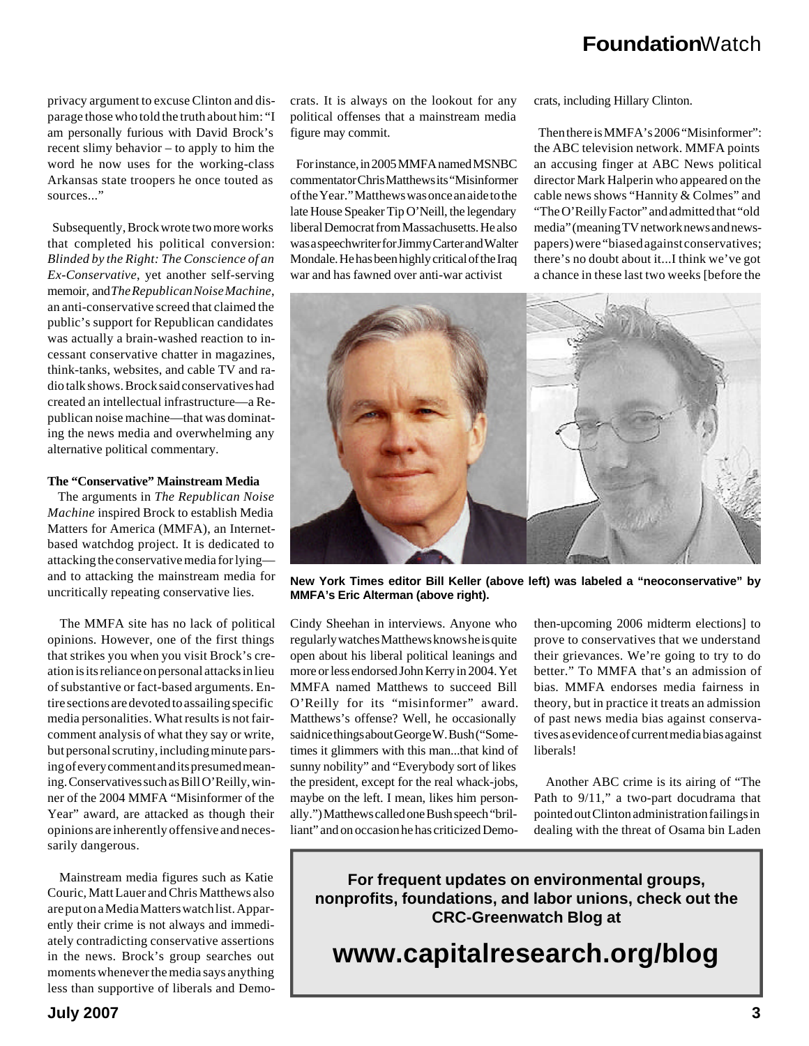privacy argument to excuse Clinton and disparage those who told the truth about him: "I am personally furious with David Brock's recent slimy behavior – to apply to him the word he now uses for the working-class Arkansas state troopers he once touted as sources..."

Subsequently, Brock wrote two more works that completed his political conversion: *Blinded by the Right: The Conscience of an Ex-Conservative*, yet another self-serving memoir, and *The Republican Noise Machine*, an anti-conservative screed that claimed the public's support for Republican candidates was actually a brain-washed reaction to incessant conservative chatter in magazines, think-tanks, websites, and cable TV and radio talk shows. Brock said conservatives had created an intellectual infrastructure—a Republican noise machine—that was dominating the news media and overwhelming any alternative political commentary.

### The "Conservative" Mainstream Media

The arguments in *The Republican Noise Machine* inspired Brock to establish Media Matters for America (MMFA), an Internet-based watchdog project. It is dedicated to attacking the conservative media for lying—and to attacking the mainstream media for uncritically repeating conservative lies.

The MMFA site has no lack of political opinions. However, one of the first things that strikes you when you visit Brock's creation is its reliance on personal attacks in lieu of substantive or fact-based arguments. Entire sections are devoted to assailing specific media personalities. What results is not fair-comment analysis of what they say or write, but personal scrutiny, including minute parsing of every comment and its presumed meaning. Conservatives such as Bill O'Reilly, winner of the 2004 MMFA "Misinformer of the Year" award, are attacked as though their opinions are inherently offensive and necessarily dangerous.

Mainstream media figures such as Katie Couric, Matt Lauer and Chris Matthews also are put on a Media Matters watch list. Apparently their crime is not always and immediately contradicting conservative assertions in the news. Brock's group searches out moments whenever the media says anything less than supportive of liberals and Democrats. It is always on the lookout for any political offenses that a mainstream media figure may commit.

For instance, in 2005 MMFA named MSNBC commentator Chris Matthews its "Misinformer of the Year." Matthews was once an aide to the late House Speaker Tip O'Neill, the legendary liberal Democrat from Massachusetts. He also was a speechwriter for Jimmy Carter and Walter Mondale. He has been highly critical of the Iraq war and has fawned over anti-war activist Cindy Sheehan in interviews. Anyone who regularly watches Matthews knows he is quite open about his liberal political leanings and more or less endorsed John Kerry in 2004. Yet MMFA named Matthews to succeed Bill O'Reilly for its "misinformer" award. Matthews's offense? Well, he occasionally said nice things about George W. Bush ("Sometimes it glimmers with this man...that kind of sunny nobility" and "Everybody sort of likes the president, except for the real whack-jobs, maybe on the left. I mean, likes him personally.") Matthews called one Bush speech "brilliant" and on occasion he has criticized Democrats, including Hillary Clinton.

Then there is MMFA's 2006 "Misinformer": the ABC television network. MMFA points an accusing finger at ABC News political director Mark Halperin who appeared on the cable news shows "Hannity & Colmes" and "The O'Reilly Factor" and admitted that "old media" (meaning TV network news and newspapers) were "biased against conservatives; there's no doubt about it...I think we've got a chance in these last two weeks [before the then-upcoming 2006 midterm elections] to prove to conservatives that we understand their grievances. We're going to try to do better." To MMFA that's an admission of bias. MMFA endorses media fairness in theory, but in practice it treats an admission of past news media bias against conservatives as evidence of current media bias against liberals!

**New York Times editor Bill Keller (above left) was labeled a "neoconservative" by MMFA's Eric Alterman (above right).**

Another ABC crime is its airing of "The Path to 9/11," a two-part docudrama that pointed out Clinton administration failings in dealing with the threat of Osama bin Laden

**For frequent updates on environmental groups, nonprofits, foundations, and labor unions, check out the CRC-Greenwatch Blog at**

## www.capitalresearch.org/blog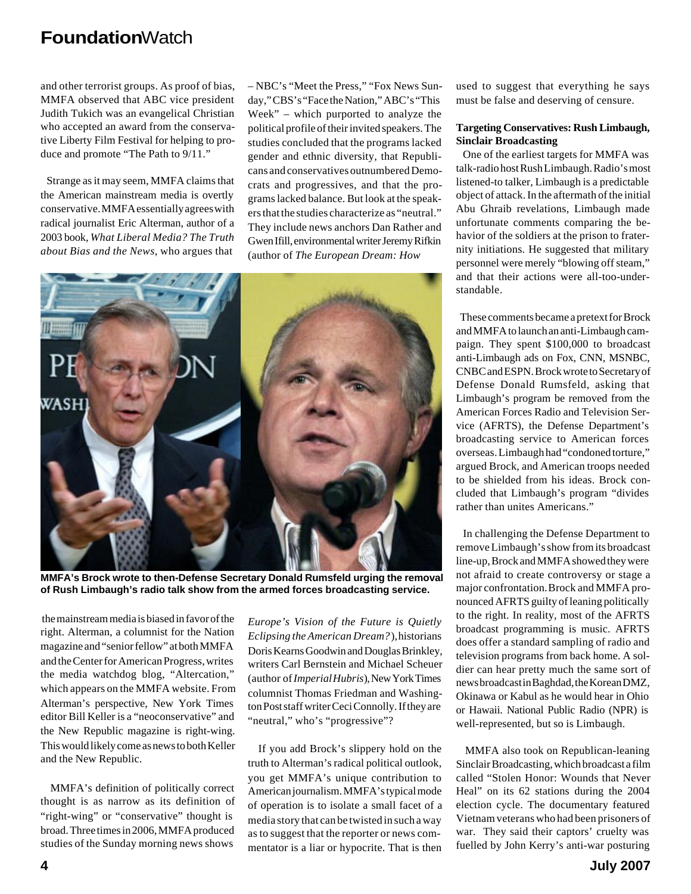and other terrorist groups. As proof of bias, MMFA observed that ABC vice president Judith Tukich was an evangelical Christian who accepted an award from the conservative Liberty Film Festival for helping to produce and promote "The Path to 9/11."

Strange as it may seem, MMFA claims that the American mainstream media is overtly conservative. MMFA essentially agrees with radical journalist Eric Alterman, author of a 2003 book, *What Liberal Media? The Truth about Bias and the News*, who argues that the mainstream media is biased in favor of the right. Alterman, a columnist for the Nation magazine and "senior fellow" at both MMFA and the Center for American Progress, writes the media watchdog blog, "Altercation," which appears on the MMFA website. From Alterman's perspective, New York Times editor Bill Keller is a "neoconservative" and the New Republic magazine is right-wing. This would likely come as news to both Keller and the New Republic.

MMFA's definition of politically correct thought is as narrow as its definition of "right-wing" or "conservative" thought is broad. Three times in 2006, MMFA produced studies of the Sunday morning news shows – NBC's "Meet the Press," "Fox News Sunday," CBS's "Face the Nation," ABC's "This Week" – which purported to analyze the political profile of their invited speakers. The studies concluded that the programs lacked gender and ethnic diversity, that Republicans and conservatives outnumbered Democrats and progressives, and that the programs lacked balance. But look at the speakers that the studies characterize as "neutral." They include news anchors Dan Rather and Gwen Ifill, environmental writer Jeremy Rifkin (author of *The European Dream: How Europe's Vision of the Future is Quietly Eclipsing the American Dream?*), historians Doris Kearns Goodwin and Douglas Brinkley, writers Carl Bernstein and Michael Scheuer (author of *Imperial Hubris*), New York Times columnist Thomas Friedman and Washington Post staff writer Ceci Connolly. If they are "neutral," who's "progressive"?

If you add Brock's slippery hold on the truth to Alterman's radical political outlook, you get MMFA's unique contribution to American journalism. MMFA's typical mode of operation is to isolate a small facet of a media story that can be twisted in such a way as to suggest that the reporter or news commentator is a liar or hypocrite. That is then used to suggest that everything he says must be false and deserving of censure.

**MMFA's Brock wrote to then-Defense Secretary Donald Rumsfeld urging the removal of Rush Limbaugh's radio talk show from the armed forces broadcasting service.**

### Targeting Conservatives: Rush Limbaugh, Sinclair Broadcasting

One of the earliest targets for MMFA was talk-radio host Rush Limbaugh. Radio's most listened-to talker, Limbaugh is a predictable object of attack. In the aftermath of the initial Abu Ghraib revelations, Limbaugh made unfortunate comments comparing the behavior of the soldiers at the prison to fraternity initiations. He suggested that military personnel were merely "blowing off steam," and that their actions were all-too-understandable.

These comments became a pretext for Brock and MMFA to launch an anti-Limbaugh campaign. They spent $100,000 to broadcast anti-Limbaugh ads on Fox, CNN, MSNBC, CNBC and ESPN. Brock wrote to Secretary of Defense Donald Rumsfeld, asking that Limbaugh's program be removed from the American Forces Radio and Television Service (AFRTS), the Defense Department's broadcasting service to American forces overseas. Limbaugh had "condoned torture," argued Brock, and American troops needed to be shielded from his ideas. Brock concluded that Limbaugh's program "divides rather than unites Americans."

In challenging the Defense Department to remove Limbaugh's show from its broadcast line-up, Brock and MMFA showed they were not afraid to create controversy or stage a major confrontation. Brock and MMFA pronounced AFRTS guilty of leaning politically to the right. In reality, most of the AFRTS broadcast programming is music. AFRTS does offer a standard sampling of radio and television programs from back home. A soldier can hear pretty much the same sort of news broadcast in Baghdad, the Korean DMZ, Okinawa or Kabul as he would hear in Ohio or Hawaii. National Public Radio (NPR) is well-represented, but so is Limbaugh.

MMFA also took on Republican-leaning Sinclair Broadcasting, which broadcast a film called "Stolen Honor: Wounds that Never Heal" on its 62 stations during the 2004 election cycle. The documentary featured Vietnam veterans who had been prisoners of war. They said their captors' cruelty was fuelled by John Kerry's anti-war posturing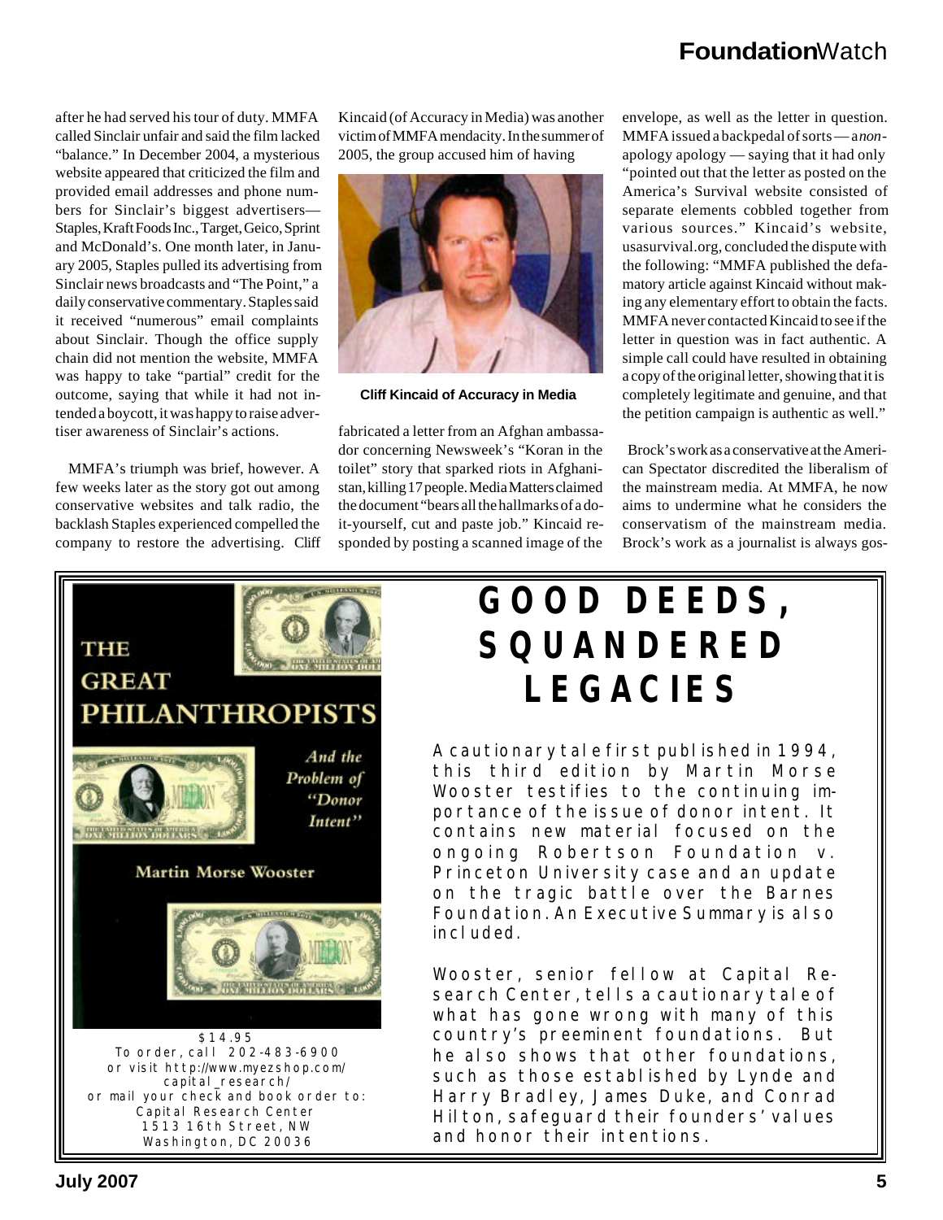after he had served his tour of duty. MMFA called Sinclair unfair and said the film lacked "balance." In December 2004, a mysterious website appeared that criticized the film and provided email addresses and phone numbers for Sinclair's biggest advertisers—Staples, Kraft Foods Inc., Target, Geico, Sprint and McDonald's. One month later, in January 2005, Staples pulled its advertising from Sinclair news broadcasts and "The Point," a daily conservative commentary. Staples said it received "numerous" email complaints about Sinclair. Though the office supply chain did not mention the website, MMFA was happy to take "partial" credit for the outcome, saying that while it had not intended a boycott, it was happy to raise advertiser awareness of Sinclair's actions.

MMFA's triumph was brief, however. A few weeks later as the story got out among conservative websites and talk radio, the backlash Staples experienced compelled the company to restore the advertising. Cliff Kincaid (of Accuracy in Media) was another victim of MMFA mendacity. In the summer of 2005, the group accused him of having fabricated a letter from an Afghan ambassador concerning Newsweek's "Koran in the toilet" story that sparked riots in Afghanistan, killing 17 people. Media Matters claimed the document "bears all the hallmarks of a do-it-yourself, cut and paste job." Kincaid responded by posting a scanned image of the envelope, as well as the letter in question. MMFA issued a backpedal of sorts — a *non*-apology apology — saying that it had only "pointed out that the letter as posted on the America's Survival website consisted of separate elements cobbled together from various sources." Kincaid's website, usasurvival.org, concluded the dispute with the following: "MMFA published the defamatory article against Kincaid without making any elementary effort to obtain the facts. MMFA never contacted Kincaid to see if the letter in question was in fact authentic. A simple call could have resulted in obtaining a copy of the original letter, showing that it is completely legitimate and genuine, and that the petition campaign is authentic as well."

**Cliff Kincaid of Accuracy in Media**

Brock's work as a conservative at the American Spectator discredited the liberalism of the mainstream media. At MMFA, he now aims to undermine what he considers the conservatism of the mainstream media. Brock's work as a journalist is always gos-

---

THE GREAT PHILANTHROPISTS

*And the Problem of "Donor Intent"*

Martin Morse Wooster

$14.95
To order, call 202-483-6900
or visit http://www.myezshop.com/capital_research/
or mail your check and book order to:
Capital Research Center
1513 16th Street, NW
Washington, DC 20036

# GOOD DEEDS, SQUANDERED LEGACIES

A cautionary tale first published in 1994, this third edition by Martin Morse Wooster testifies to the continuing importance of the issue of donor intent. It contains new material focused on the ongoing Robertson Foundation v. Princeton University case and an update on the tragic battle over the Barnes Foundation. An Executive Summary is also included.

Wooster, senior fellow at Capital Research Center, tells a cautionary tale of what has gone wrong with many of this country's preeminent foundations. But he also shows that other foundations, such as those established by Lynde and Harry Bradley, James Duke, and Conrad Hilton, safeguard their founders' values and honor their intentions.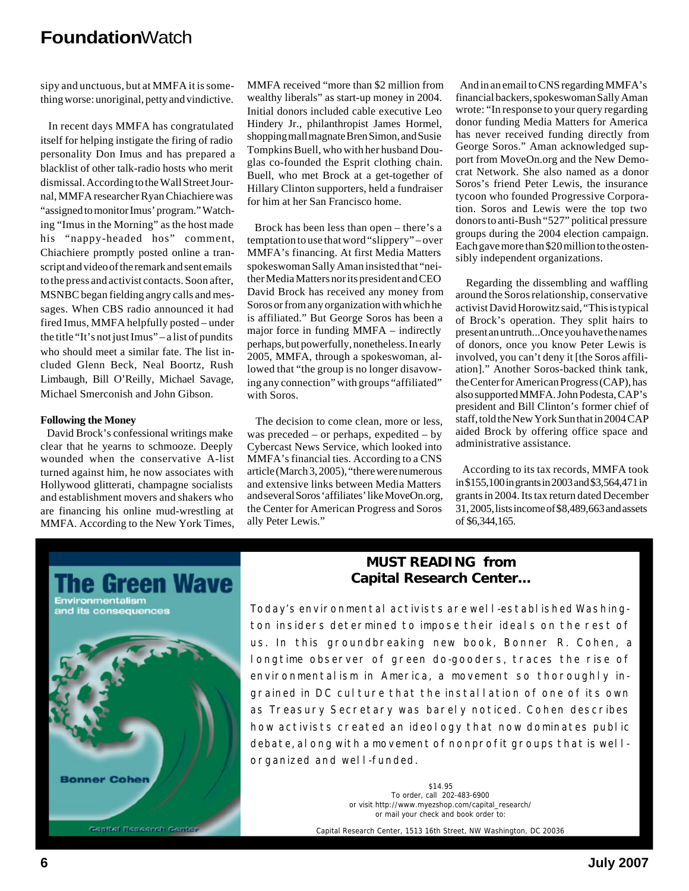sipy and unctuous, but at MMFA it is something worse: unoriginal, petty and vindictive.

In recent days MMFA has congratulated itself for helping instigate the firing of radio personality Don Imus and has prepared a blacklist of other talk-radio hosts who merit dismissal. According to the Wall Street Journal, MMFA researcher Ryan Chiachiere was "assigned to monitor Imus' program." Watching "Imus in the Morning" as the host made his "nappy-headed hos" comment, Chiachiere promptly posted online a transcript and video of the remark and sent emails to the press and activist contacts. Soon after, MSNBC began fielding angry calls and messages. When CBS radio announced it had fired Imus, MMFA helpfully posted – under the title "It's not just Imus" – a list of pundits who should meet a similar fate. The list included Glenn Beck, Neal Boortz, Rush Limbaugh, Bill O'Reilly, Michael Savage, Michael Smerconish and John Gibson.

**Following the Money**

David Brock's confessional writings make clear that he yearns to schmooze. Deeply wounded when the conservative A-list turned against him, he now associates with Hollywood glitterati, champagne socialists and establishment movers and shakers who are financing his online mud-wrestling at MMFA. According to the New York Times, MMFA received "more than $2 million from wealthy liberals" as start-up money in 2004. Initial donors included cable executive Leo Hindery Jr., philanthropist James Hormel, shopping mall magnate Bren Simon, and Susie Tompkins Buell, who with her husband Douglas co-founded the Esprit clothing chain. Buell, who met Brock at a get-together of Hillary Clinton supporters, held a fundraiser for him at her San Francisco home.

Brock has been less than open – there's a temptation to use that word "slippery" – over MMFA's financing. At first Media Matters spokeswoman Sally Aman insisted that "neither Media Matters nor its president and CEO David Brock has received any money from Soros or from any organization with which he is affiliated." But George Soros has been a major force in funding MMFA – indirectly perhaps, but powerfully, nonetheless. In early 2005, MMFA, through a spokeswoman, allowed that "the group is no longer disavowing any connection" with groups "affiliated" with Soros.

The decision to come clean, more or less, was preceded – or perhaps, expedited – by Cybercast News Service, which looked into MMFA's financial ties. According to a CNS article (March 3, 2005), "there were numerous and extensive links between Media Matters and several Soros 'affiliates' like MoveOn.org, the Center for American Progress and Soros ally Peter Lewis."

And in an email to CNS regarding MMFA's financial backers, spokeswoman Sally Aman wrote: "In response to your query regarding donor funding Media Matters for America has never received funding directly from George Soros." Aman acknowledged support from MoveOn.org and the New Democrat Network. She also named as a donor Soros's friend Peter Lewis, the insurance tycoon who founded Progressive Corporation. Soros and Lewis were the top two donors to anti-Bush "527" political pressure groups during the 2004 election campaign. Each gave more than $20 million to the ostensibly independent organizations.

Regarding the dissembling and waffling around the Soros relationship, conservative activist David Horowitz said, "This is typical of Brock's operation. They split hairs to present an untruth...Once you have the names of donors, once you know Peter Lewis is involved, you can't deny it [the Soros affiliation]." Another Soros-backed think tank, the Center for American Progress (CAP), has also supported MMFA. John Podesta, CAP's president and Bill Clinton's former chief of staff, told the New York Sun that in 2004 CAP aided Brock by offering office space and administrative assistance.

According to its tax records, MMFA took in $155,100 in grants in 2003 and $3,564,471 in grants in 2004. Its tax return dated December 31, 2005, lists income of $8,489,663 and assets of $6,344,165.

---

**The Green Wave**
Environmentalism and its consequences
Bonner Cohen
Capital Research Center

**MUST READING from Capital Research Center...**

Today's environmental activists are well-established Washington insiders determined to impose their ideals on the rest of us. In this groundbreaking new book, Bonner R. Cohen, a longtime observer of green do-gooders, traces the rise of environmentalism in America, a movement so thoroughly ingrained in DC culture that the installation of one of its own as Treasury Secretary was barely noticed. Cohen describes how activists created an ideology that now dominates public debate, along with a movement of nonprofit groups that is well-organized and well-funded.

$14.95
To order, call 202-483-6900
or visit http://www.myezshop.com/capital_research/
or mail your check and book order to:

Capital Research Center, 1513 16th Street, NW Washington, DC 20036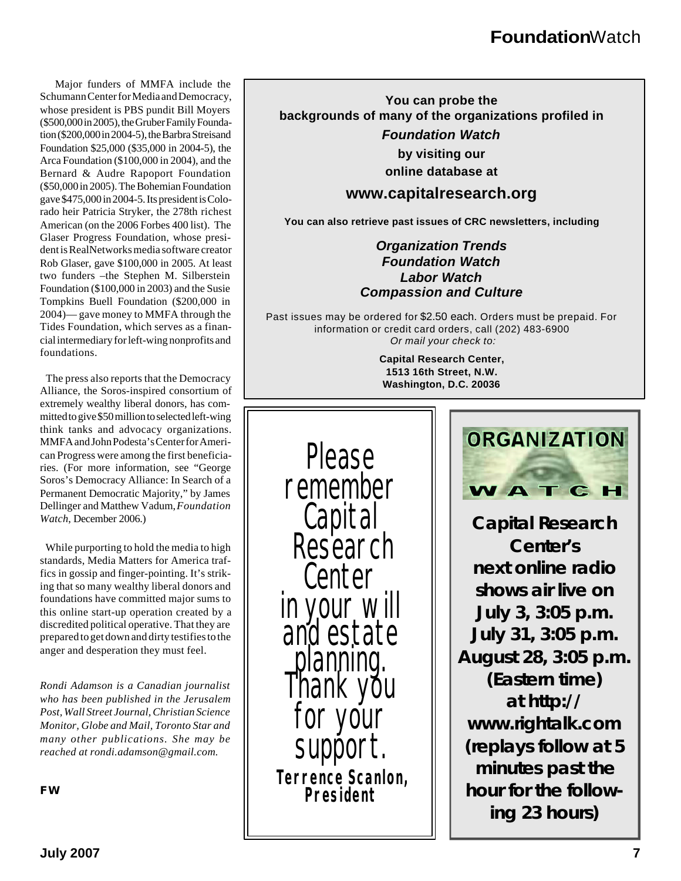Major funders of MMFA include the Schumann Center for Media and Democracy, whose president is PBS pundit Bill Moyers ($500,000 in 2005), the Gruber Family Foundation ($200,000 in 2004-5), the Barbra Streisand Foundation $25,000 ($35,000 in 2004-5), the Arca Foundation ($100,000 in 2004), and the Bernard & Audre Rapoport Foundation ($50,000 in 2005). The Bohemian Foundation gave $475,000 in 2004-5. Its president is Colorado heir Patricia Stryker, the 278th richest American (on the 2006 Forbes 400 list). The Glaser Progress Foundation, whose president is RealNetworks media software creator Rob Glaser, gave $100,000 in 2005. At least two funders –the Stephen M. Silberstein Foundation ($100,000 in 2003) and the Susie Tompkins Buell Foundation ($200,000 in 2004)— gave money to MMFA through the Tides Foundation, which serves as a financial intermediary for left-wing nonprofits and foundations.

The press also reports that the Democracy Alliance, the Soros-inspired consortium of extremely wealthy liberal donors, has committed to give $50 million to selected left-wing think tanks and advocacy organizations. MMFA and John Podesta's Center for American Progress were among the first beneficiaries. (For more information, see "George Soros's Democracy Alliance: In Search of a Permanent Democratic Majority," by James Dellinger and Matthew Vadum, *Foundation Watch*, December 2006.)

While purporting to hold the media to high standards, Media Matters for America traffics in gossip and finger-pointing. It's striking that so many wealthy liberal donors and foundations have committed major sums to this online start-up operation created by a discredited political operative. That they are prepared to get down and dirty testifies to the anger and desperation they must feel.

*Rondi Adamson is a Canadian journalist who has been published in the Jerusalem Post, Wall Street Journal, Christian Science Monitor, Globe and Mail, Toronto Star and many other publications. She may be reached at rondi.adamson@gmail.com.*

**FW**

---

**You can probe the backgrounds of many of the organizations profiled in *Foundation Watch* by visiting our online database at**

**www.capitalresearch.org**

**You can also retrieve past issues of CRC newsletters, including**

***Organization Trends***
***Foundation Watch***
***Labor Watch***
***Compassion and Culture***

Past issues may be ordered for $2.50 each. Orders must be prepaid. For information or credit card orders, call (202) 483-6900
*Or mail your check to:*

**Capital Research Center,**
**1513 16th Street, N.W.**
**Washington, D.C. 20036**

---

Please remember Capital Research Center in your will and estate planning. Thank you for your support.

**Terrence Scanlon, President**

---

**ORGANIZATION WATCH**

**Capital Research Center's next online radio shows air live on July 3, 3:05 p.m. July 31, 3:05 p.m. August 28, 3:05 p.m. (Eastern time) at http://www.rightalk.com (replays follow at 5 minutes past the hour for the following 23 hours)**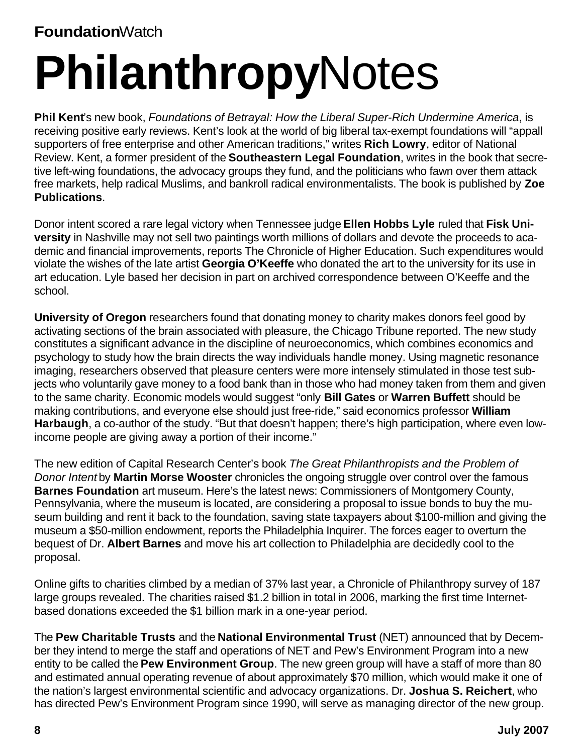**Foundation**Watch

# **Philanthropy**Notes

**Phil Kent**'s new book, *Foundations of Betrayal: How the Liberal Super-Rich Undermine America*, is receiving positive early reviews. Kent's look at the world of big liberal tax-exempt foundations will "appall supporters of free enterprise and other American traditions," writes **Rich Lowry**, editor of National Review. Kent, a former president of the **Southeastern Legal Foundation**, writes in the book that secretive left-wing foundations, the advocacy groups they fund, and the politicians who fawn over them attack free markets, help radical Muslims, and bankroll radical environmentalists. The book is published by **Zoe Publications**.

Donor intent scored a rare legal victory when Tennessee judge **Ellen Hobbs Lyle** ruled that **Fisk University** in Nashville may not sell two paintings worth millions of dollars and devote the proceeds to academic and financial improvements, reports The Chronicle of Higher Education. Such expenditures would violate the wishes of the late artist **Georgia O'Keeffe** who donated the art to the university for its use in art education. Lyle based her decision in part on archived correspondence between O'Keeffe and the school.

**University of Oregon** researchers found that donating money to charity makes donors feel good by activating sections of the brain associated with pleasure, the Chicago Tribune reported. The new study constitutes a significant advance in the discipline of neuroeconomics, which combines economics and psychology to study how the brain directs the way individuals handle money. Using magnetic resonance imaging, researchers observed that pleasure centers were more intensely stimulated in those test subjects who voluntarily gave money to a food bank than in those who had money taken from them and given to the same charity. Economic models would suggest "only **Bill Gates** or **Warren Buffett** should be making contributions, and everyone else should just free-ride," said economics professor **William Harbaugh**, a co-author of the study. "But that doesn't happen; there's high participation, where even low-income people are giving away a portion of their income."

The new edition of Capital Research Center's book *The Great Philanthropists and the Problem of Donor Intent* by **Martin Morse Wooster** chronicles the ongoing struggle over control over the famous **Barnes Foundation** art museum. Here's the latest news: Commissioners of Montgomery County, Pennsylvania, where the museum is located, are considering a proposal to issue bonds to buy the museum building and rent it back to the foundation, saving state taxpayers about $100-million and giving the museum a $50-million endowment, reports the Philadelphia Inquirer. The forces eager to overturn the bequest of Dr. **Albert Barnes** and move his art collection to Philadelphia are decidedly cool to the proposal.

Online gifts to charities climbed by a median of 37% last year, a Chronicle of Philanthropy survey of 187 large groups revealed. The charities raised $1.2 billion in total in 2006, marking the first time Internet-based donations exceeded the $1 billion mark in a one-year period.

The **Pew Charitable Trusts** and the **National Environmental Trust** (NET) announced that by December they intend to merge the staff and operations of NET and Pew's Environment Program into a new entity to be called the **Pew Environment Group**. The new green group will have a staff of more than 80 and estimated annual operating revenue of about approximately $70 million, which would make it one of the nation's largest environmental scientific and advocacy organizations. Dr. **Joshua S. Reichert**, who has directed Pew's Environment Program since 1990, will serve as managing director of the new group.